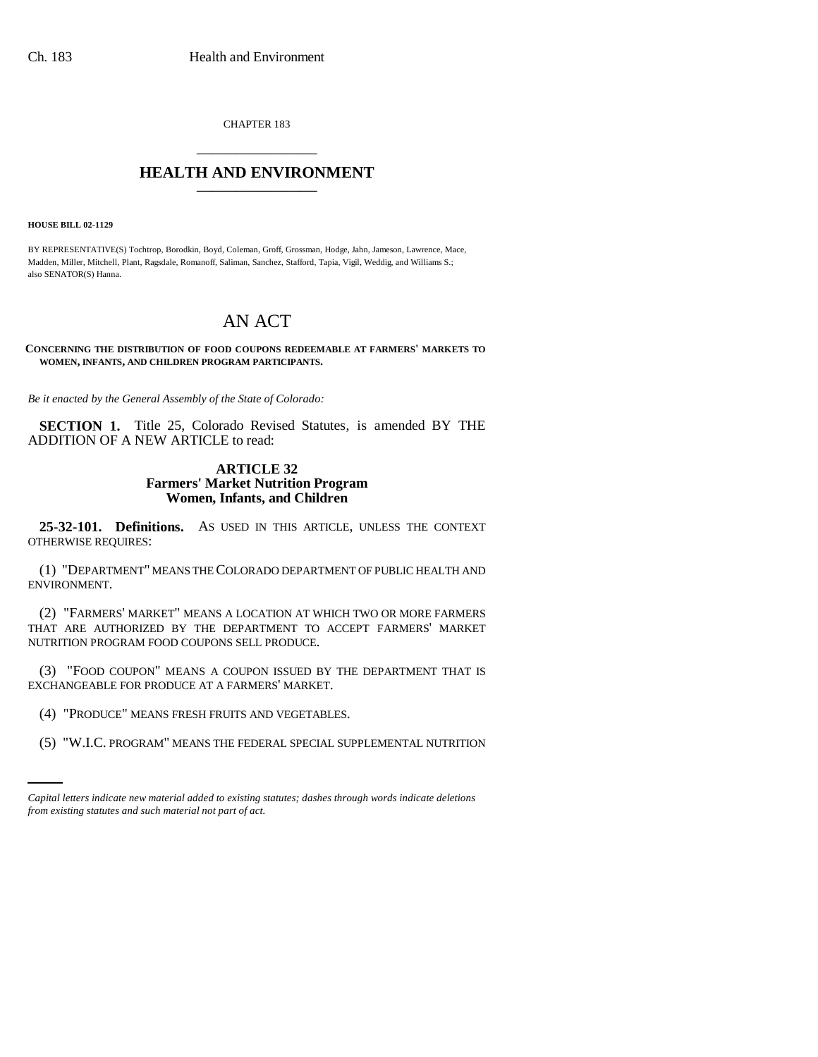CHAPTER 183

# HEALTH AND ENVIRONMENT

**HOUSE BILL 02-1129**

BY REPRESENTATIVE(S) Tochtrop, Borodkin, Boyd, Coleman, Groff, Grossman, Hodge, Jahn, Jameson, Lawrence, Mace, Madden, Miller, Mitchell, Plant, Ragsdale, Romanoff, Saliman, Sanchez, Stafford, Tapia, Vigil, Weddig, and Williams S.; also SENATOR(S) Hanna.

# AN ACT

**CONCERNING THE DISTRIBUTION OF FOOD COUPONS REDEEMABLE AT FARMERS' MARKETS TO WOMEN, INFANTS, AND CHILDREN PROGRAM PARTICIPANTS.**

*Be it enacted by the General Assembly of the State of Colorado:*

**SECTION 1.** Title 25, Colorado Revised Statutes, is amended BY THE ADDITION OF A NEW ARTICLE to read:

## ARTICLE 32
## Farmers' Market Nutrition Program
## Women, Infants, and Children

**25-32-101. Definitions.** AS USED IN THIS ARTICLE, UNLESS THE CONTEXT OTHERWISE REQUIRES:

(1) "DEPARTMENT" MEANS THE COLORADO DEPARTMENT OF PUBLIC HEALTH AND ENVIRONMENT.

(2) "FARMERS' MARKET" MEANS A LOCATION AT WHICH TWO OR MORE FARMERS THAT ARE AUTHORIZED BY THE DEPARTMENT TO ACCEPT FARMERS' MARKET NUTRITION PROGRAM FOOD COUPONS SELL PRODUCE.

(3) "FOOD COUPON" MEANS A COUPON ISSUED BY THE DEPARTMENT THAT IS EXCHANGEABLE FOR PRODUCE AT A FARMERS' MARKET.

(4) "PRODUCE" MEANS FRESH FRUITS AND VEGETABLES.

(5) "W.I.C. PROGRAM" MEANS THE FEDERAL SPECIAL SUPPLEMENTAL NUTRITION

*Capital letters indicate new material added to existing statutes; dashes through words indicate deletions from existing statutes and such material not part of act.*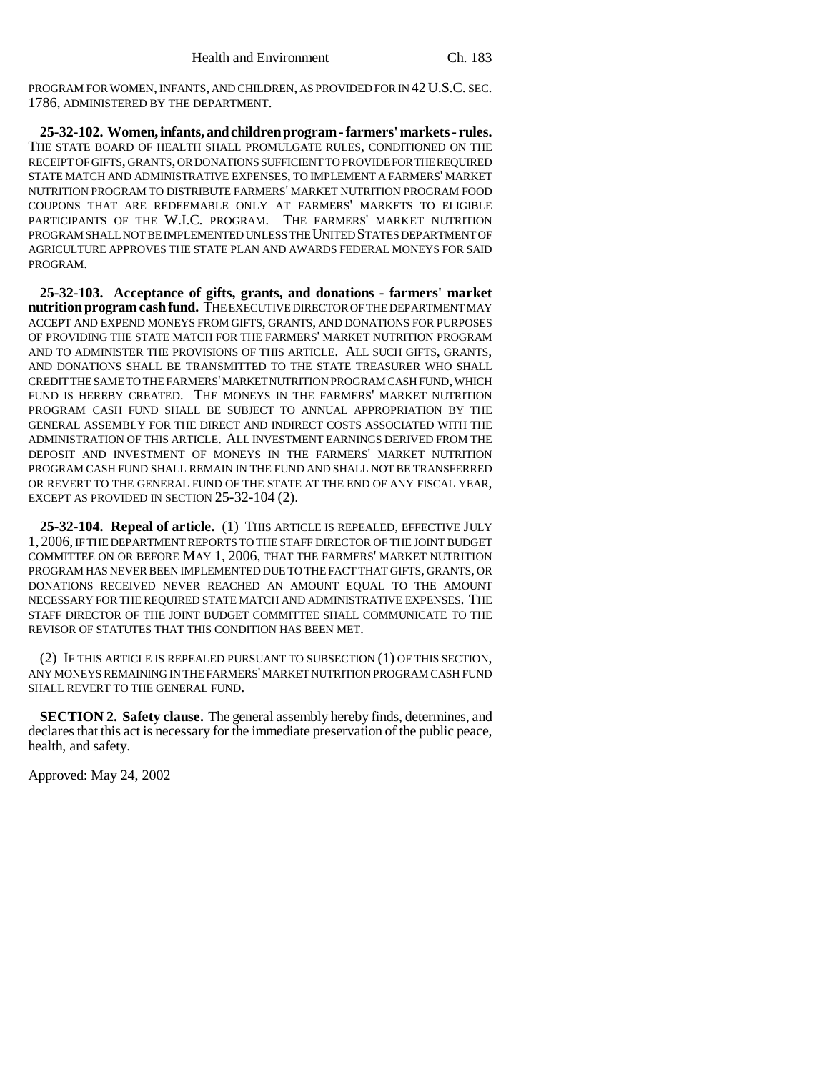PROGRAM FOR WOMEN, INFANTS, AND CHILDREN, AS PROVIDED FOR IN 42 U.S.C. SEC. 1786, ADMINISTERED BY THE DEPARTMENT.

**25-32-102. Women, infants, and children program - farmers' markets - rules.** THE STATE BOARD OF HEALTH SHALL PROMULGATE RULES, CONDITIONED ON THE RECEIPT OF GIFTS, GRANTS, OR DONATIONS SUFFICIENT TO PROVIDE FOR THE REQUIRED STATE MATCH AND ADMINISTRATIVE EXPENSES, TO IMPLEMENT A FARMERS' MARKET NUTRITION PROGRAM TO DISTRIBUTE FARMERS' MARKET NUTRITION PROGRAM FOOD COUPONS THAT ARE REDEEMABLE ONLY AT FARMERS' MARKETS TO ELIGIBLE PARTICIPANTS OF THE W.I.C. PROGRAM. THE FARMERS' MARKET NUTRITION PROGRAM SHALL NOT BE IMPLEMENTED UNLESS THE UNITED STATES DEPARTMENT OF AGRICULTURE APPROVES THE STATE PLAN AND AWARDS FEDERAL MONEYS FOR SAID PROGRAM.

**25-32-103. Acceptance of gifts, grants, and donations - farmers' market nutrition program cash fund.** THE EXECUTIVE DIRECTOR OF THE DEPARTMENT MAY ACCEPT AND EXPEND MONEYS FROM GIFTS, GRANTS, AND DONATIONS FOR PURPOSES OF PROVIDING THE STATE MATCH FOR THE FARMERS' MARKET NUTRITION PROGRAM AND TO ADMINISTER THE PROVISIONS OF THIS ARTICLE. ALL SUCH GIFTS, GRANTS, AND DONATIONS SHALL BE TRANSMITTED TO THE STATE TREASURER WHO SHALL CREDIT THE SAME TO THE FARMERS' MARKET NUTRITION PROGRAM CASH FUND, WHICH FUND IS HEREBY CREATED. THE MONEYS IN THE FARMERS' MARKET NUTRITION PROGRAM CASH FUND SHALL BE SUBJECT TO ANNUAL APPROPRIATION BY THE GENERAL ASSEMBLY FOR THE DIRECT AND INDIRECT COSTS ASSOCIATED WITH THE ADMINISTRATION OF THIS ARTICLE. ALL INVESTMENT EARNINGS DERIVED FROM THE DEPOSIT AND INVESTMENT OF MONEYS IN THE FARMERS' MARKET NUTRITION PROGRAM CASH FUND SHALL REMAIN IN THE FUND AND SHALL NOT BE TRANSFERRED OR REVERT TO THE GENERAL FUND OF THE STATE AT THE END OF ANY FISCAL YEAR, EXCEPT AS PROVIDED IN SECTION 25-32-104 (2).

**25-32-104. Repeal of article.** (1) THIS ARTICLE IS REPEALED, EFFECTIVE JULY 1, 2006, IF THE DEPARTMENT REPORTS TO THE STAFF DIRECTOR OF THE JOINT BUDGET COMMITTEE ON OR BEFORE MAY 1, 2006, THAT THE FARMERS' MARKET NUTRITION PROGRAM HAS NEVER BEEN IMPLEMENTED DUE TO THE FACT THAT GIFTS, GRANTS, OR DONATIONS RECEIVED NEVER REACHED AN AMOUNT EQUAL TO THE AMOUNT NECESSARY FOR THE REQUIRED STATE MATCH AND ADMINISTRATIVE EXPENSES. THE STAFF DIRECTOR OF THE JOINT BUDGET COMMITTEE SHALL COMMUNICATE TO THE REVISOR OF STATUTES THAT THIS CONDITION HAS BEEN MET.

(2) IF THIS ARTICLE IS REPEALED PURSUANT TO SUBSECTION (1) OF THIS SECTION, ANY MONEYS REMAINING IN THE FARMERS' MARKET NUTRITION PROGRAM CASH FUND SHALL REVERT TO THE GENERAL FUND.

**SECTION 2. Safety clause.** The general assembly hereby finds, determines, and declares that this act is necessary for the immediate preservation of the public peace, health, and safety.

Approved: May 24, 2002